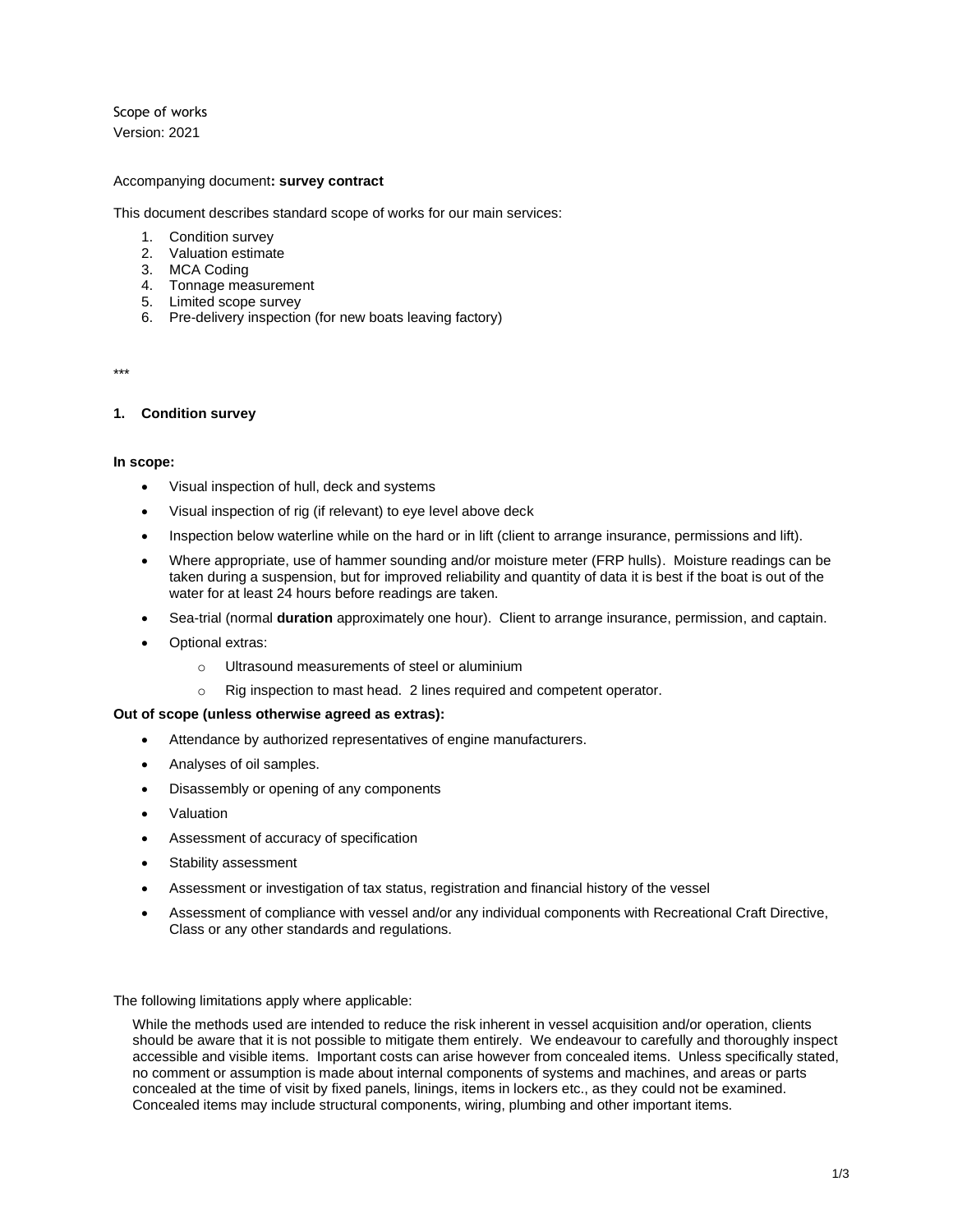Scope of works
Version: 2021

Accompanying document**: survey contract**

This document describes standard scope of works for our main services:

1. Condition survey
2. Valuation estimate
3. MCA Coding
4. Tonnage measurement
5. Limited scope survey
6. Pre-delivery inspection (for new boats leaving factory)

***

## 1. Condition survey

**In scope:**

- Visual inspection of hull, deck and systems
- Visual inspection of rig (if relevant) to eye level above deck
- Inspection below waterline while on the hard or in lift (client to arrange insurance, permissions and lift).
- Where appropriate, use of hammer sounding and/or moisture meter (FRP hulls). Moisture readings can be taken during a suspension, but for improved reliability and quantity of data it is best if the boat is out of the water for at least 24 hours before readings are taken.
- Sea-trial (normal **duration** approximately one hour). Client to arrange insurance, permission, and captain.
- Optional extras:
    - Ultrasound measurements of steel or aluminium
    - Rig inspection to mast head. 2 lines required and competent operator.

**Out of scope (unless otherwise agreed as extras):**

- Attendance by authorized representatives of engine manufacturers.
- Analyses of oil samples.
- Disassembly or opening of any components
- Valuation
- Assessment of accuracy of specification
- Stability assessment
- Assessment or investigation of tax status, registration and financial history of the vessel
- Assessment of compliance with vessel and/or any individual components with Recreational Craft Directive, Class or any other standards and regulations.

The following limitations apply where applicable:

While the methods used are intended to reduce the risk inherent in vessel acquisition and/or operation, clients should be aware that it is not possible to mitigate them entirely. We endeavour to carefully and thoroughly inspect accessible and visible items. Important costs can arise however from concealed items. Unless specifically stated, no comment or assumption is made about internal components of systems and machines, and areas or parts concealed at the time of visit by fixed panels, linings, items in lockers etc., as they could not be examined. Concealed items may include structural components, wiring, plumbing and other important items.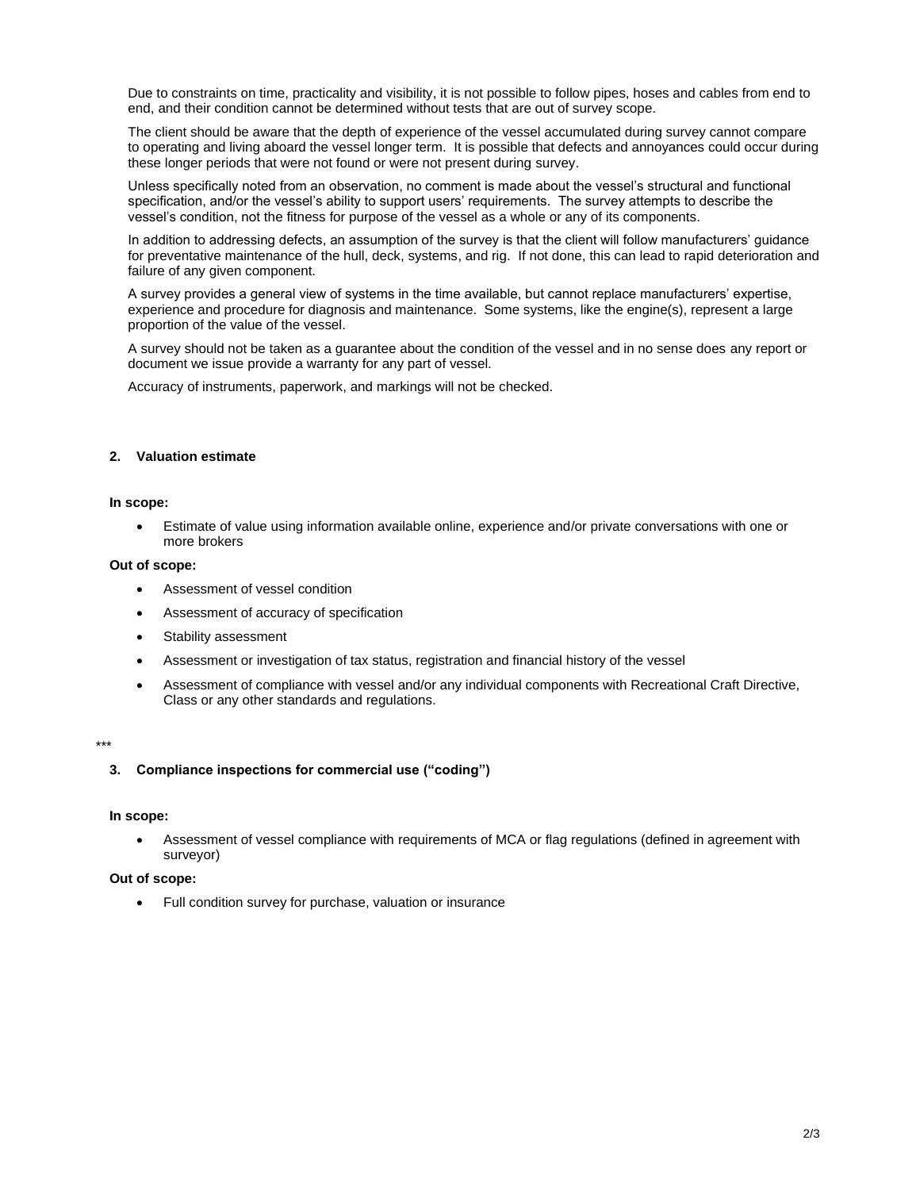Due to constraints on time, practicality and visibility, it is not possible to follow pipes, hoses and cables from end to end, and their condition cannot be determined without tests that are out of survey scope.

The client should be aware that the depth of experience of the vessel accumulated during survey cannot compare to operating and living aboard the vessel longer term. It is possible that defects and annoyances could occur during these longer periods that were not found or were not present during survey.

Unless specifically noted from an observation, no comment is made about the vessel's structural and functional specification, and/or the vessel's ability to support users' requirements. The survey attempts to describe the vessel's condition, not the fitness for purpose of the vessel as a whole or any of its components.

In addition to addressing defects, an assumption of the survey is that the client will follow manufacturers' guidance for preventative maintenance of the hull, deck, systems, and rig. If not done, this can lead to rapid deterioration and failure of any given component.

A survey provides a general view of systems in the time available, but cannot replace manufacturers' expertise, experience and procedure for diagnosis and maintenance. Some systems, like the engine(s), represent a large proportion of the value of the vessel.

A survey should not be taken as a guarantee about the condition of the vessel and in no sense does any report or document we issue provide a warranty for any part of vessel.

Accuracy of instruments, paperwork, and markings will not be checked.

## 2. Valuation estimate

**In scope:**

- Estimate of value using information available online, experience and/or private conversations with one or more brokers

**Out of scope:**

- Assessment of vessel condition
- Assessment of accuracy of specification
- Stability assessment
- Assessment or investigation of tax status, registration and financial history of the vessel
- Assessment of compliance with vessel and/or any individual components with Recreational Craft Directive, Class or any other standards and regulations.

***

## 3. Compliance inspections for commercial use ("coding")

**In scope:**

- Assessment of vessel compliance with requirements of MCA or flag regulations (defined in agreement with surveyor)

**Out of scope:**

- Full condition survey for purchase, valuation or insurance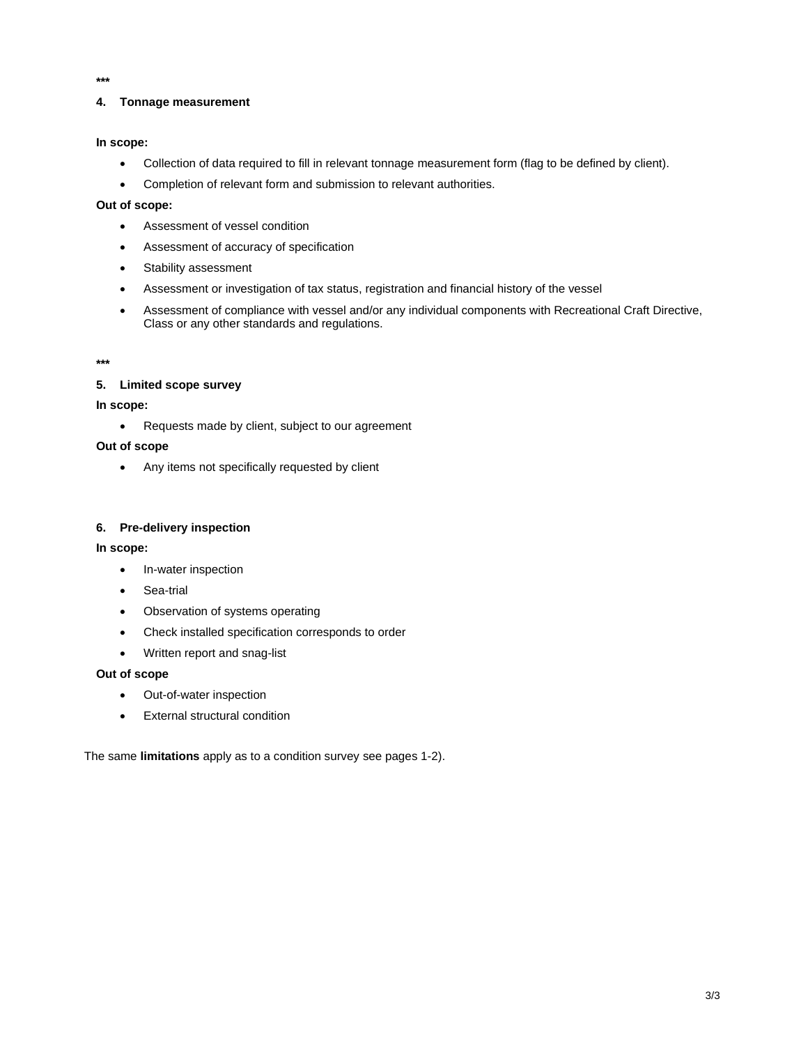***

**4. Tonnage measurement**

**In scope:**

- Collection of data required to fill in relevant tonnage measurement form (flag to be defined by client).
- Completion of relevant form and submission to relevant authorities.

**Out of scope:**

- Assessment of vessel condition
- Assessment of accuracy of specification
- Stability assessment
- Assessment or investigation of tax status, registration and financial history of the vessel
- Assessment of compliance with vessel and/or any individual components with Recreational Craft Directive, Class or any other standards and regulations.

***

**5. Limited scope survey**

**In scope:**

- Requests made by client, subject to our agreement

**Out of scope**

- Any items not specifically requested by client

**6. Pre-delivery inspection**

**In scope:**

- In-water inspection
- Sea-trial
- Observation of systems operating
- Check installed specification corresponds to order
- Written report and snag-list

**Out of scope**

- Out-of-water inspection
- External structural condition

The same **limitations** apply as to a condition survey see pages 1-2).